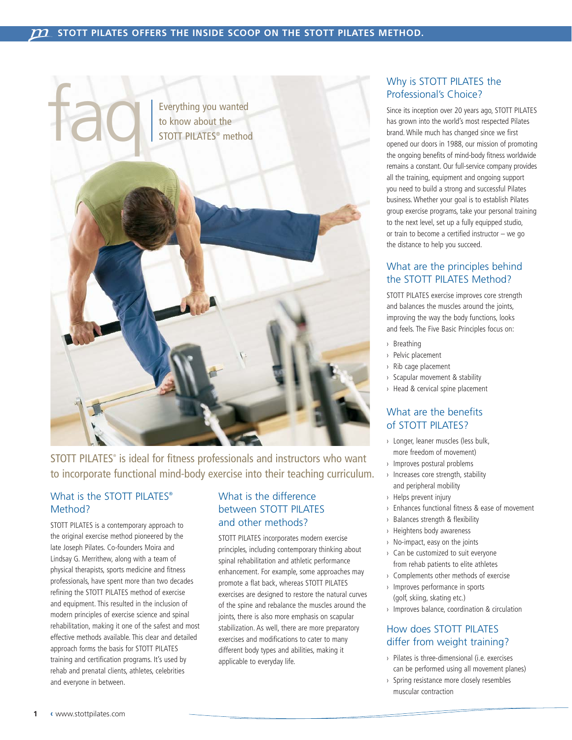# faq

Everything you wanted to know about the STOTT PILATES® method

STOTT PILATES® is ideal for fitness professionals and instructors who want to incorporate functional mind-body exercise into their teaching curriculum.

## What is the STOTT PILATES® Method?

STOTT PILATES is a contemporary approach to the original exercise method pioneered by the late Joseph Pilates. Co-founders Moira and Lindsay G. Merrithew, along with a team of physical therapists, sports medicine and fitness professionals, have spent more than two decades refining the STOTT PILATES method of exercise and equipment. This resulted in the inclusion of modern principles of exercise science and spinal rehabilitation, making it one of the safest and most effective methods available. This clear and detailed approach forms the basis for STOTT PILATES training and certification programs. It's used by rehab and prenatal clients, athletes, celebrities and everyone in between.

## What is the difference between STOTT PILATES and other methods?

STOTT PILATES incorporates modern exercise principles, including contemporary thinking about spinal rehabilitation and athletic performance enhancement. For example, some approaches may promote a flat back, whereas STOTT PILATES exercises are designed to restore the natural curves of the spine and rebalance the muscles around the joints, there is also more emphasis on scapular stabilization. As well, there are more preparatory exercises and modifications to cater to many different body types and abilities, making it applicable to everyday life.

## Why is STOTT PILATES the Professional's Choice?

Since its inception over 20 years ago, STOTT PILATES has grown into the world's most respected Pilates brand. While much has changed since we first opened our doors in 1988, our mission of promoting the ongoing benefits of mind-body fitness worldwide remains a constant. Our full-service company provides all the training, equipment and ongoing support you need to build a strong and successful Pilates business. Whether your goal is to establish Pilates group exercise programs, take your personal training to the next level, set up a fully equipped studio, or train to become a certified instructor – we go the distance to help you succeed.

## What are the principles behind the STOTT PILATES Method?

STOTT PILATES exercise improves core strength and balances the muscles around the joints, improving the way the body functions, looks and feels. The Five Basic Principles focus on:

- Breathing
- Pelvic placement
- Rib cage placement
- Scapular movement & stability
- Head & cervical spine placement

## What are the benefits of STOTT PILATES?

- Longer, leaner muscles (less bulk, more freedom of movement)
- Improves postural problems
- Increases core strength, stability and peripheral mobility
- Helps prevent injury
- Enhances functional fitness & ease of movement
- Balances strength & flexibility
- Heightens body awareness
- No-impact, easy on the joints
- Can be customized to suit everyone from rehab patients to elite athletes
- Complements other methods of exercise
- Improves performance in sports (golf, skiing, skating etc.)
- Improves balance, coordination & circulation

## How does STOTT PILATES differ from weight training?

- Pilates is three-dimensional (i.e. exercises can be performed using all movement planes)
- Spring resistance more closely resembles muscular contraction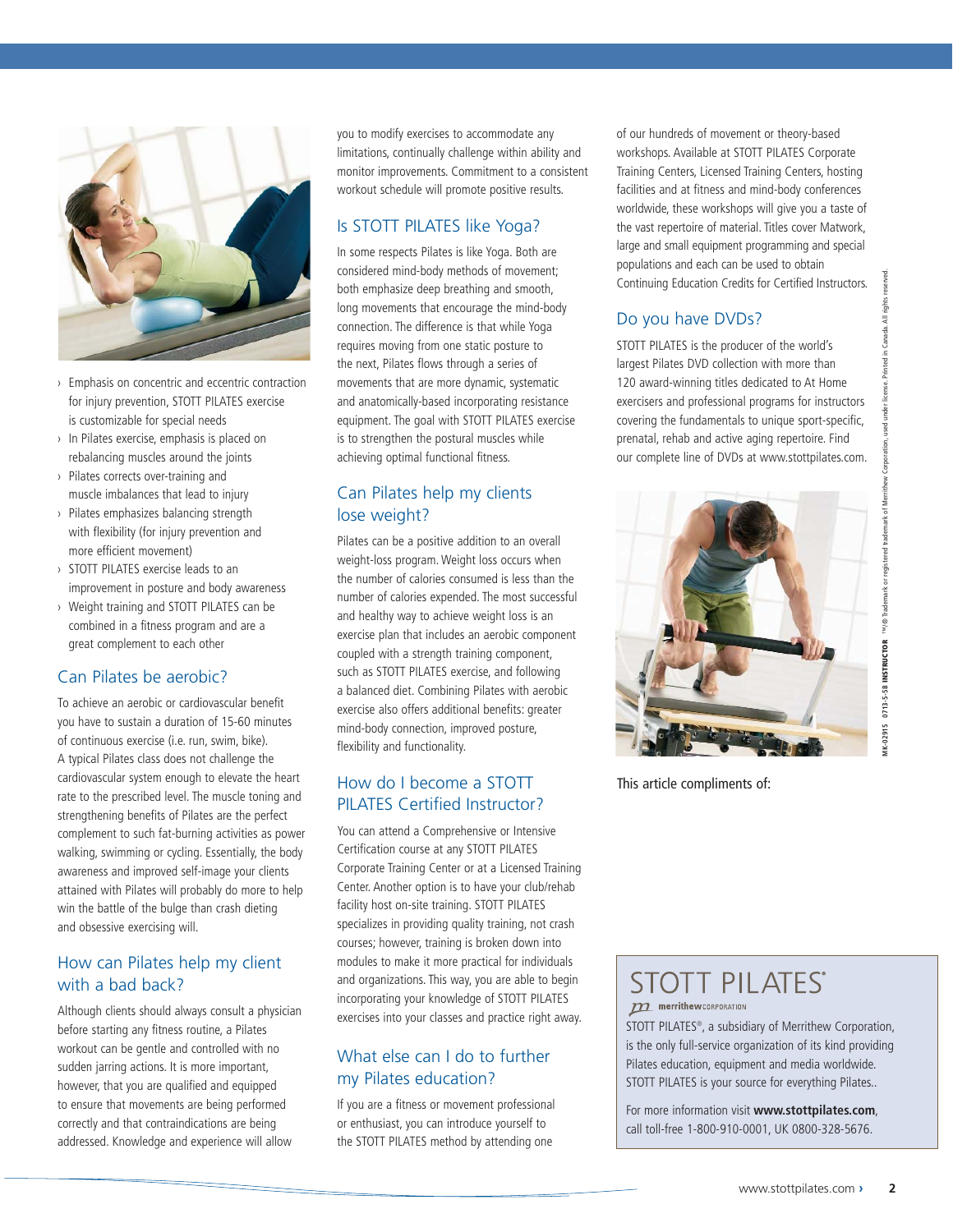- Emphasis on concentric and eccentric contraction for injury prevention, STOTT PILATES exercise is customizable for special needs
- In Pilates exercise, emphasis is placed on rebalancing muscles around the joints
- Pilates corrects over-training and muscle imbalances that lead to injury
- Pilates emphasizes balancing strength with flexibility (for injury prevention and more efficient movement)
- STOTT PILATES exercise leads to an improvement in posture and body awareness
- Weight training and STOTT PILATES can be combined in a fitness program and are a great complement to each other

## Can Pilates be aerobic?

To achieve an aerobic or cardiovascular benefit you have to sustain a duration of 15-60 minutes of continuous exercise (i.e. run, swim, bike). A typical Pilates class does not challenge the cardiovascular system enough to elevate the heart rate to the prescribed level. The muscle toning and strengthening benefits of Pilates are the perfect complement to such fat-burning activities as power walking, swimming or cycling. Essentially, the body awareness and improved self-image your clients attained with Pilates will probably do more to help win the battle of the bulge than crash dieting and obsessive exercising will.

## How can Pilates help my client with a bad back?

Although clients should always consult a physician before starting any fitness routine, a Pilates workout can be gentle and controlled with no sudden jarring actions. It is more important, however, that you are qualified and equipped to ensure that movements are being performed correctly and that contraindications are being addressed. Knowledge and experience will allow you to modify exercises to accommodate any limitations, continually challenge within ability and monitor improvements. Commitment to a consistent workout schedule will promote positive results.

## Is STOTT PILATES like Yoga?

In some respects Pilates is like Yoga. Both are considered mind-body methods of movement; both emphasize deep breathing and smooth, long movements that encourage the mind-body connection. The difference is that while Yoga requires moving from one static posture to the next, Pilates flows through a series of movements that are more dynamic, systematic and anatomically-based incorporating resistance equipment. The goal with STOTT PILATES exercise is to strengthen the postural muscles while achieving optimal functional fitness.

## Can Pilates help my clients lose weight?

Pilates can be a positive addition to an overall weight-loss program. Weight loss occurs when the number of calories consumed is less than the number of calories expended. The most successful and healthy way to achieve weight loss is an exercise plan that includes an aerobic component coupled with a strength training component, such as STOTT PILATES exercise, and following a balanced diet. Combining Pilates with aerobic exercise also offers additional benefits: greater mind-body connection, improved posture, flexibility and functionality.

## How do I become a STOTT PILATES Certified Instructor?

You can attend a Comprehensive or Intensive Certification course at any STOTT PILATES Corporate Training Center or at a Licensed Training Center. Another option is to have your club/rehab facility host on-site training. STOTT PILATES specializes in providing quality training, not crash courses; however, training is broken down into modules to make it more practical for individuals and organizations. This way, you are able to begin incorporating your knowledge of STOTT PILATES exercises into your classes and practice right away.

## What else can I do to further my Pilates education?

If you are a fitness or movement professional or enthusiast, you can introduce yourself to the STOTT PILATES method by attending one of our hundreds of movement or theory-based workshops. Available at STOTT PILATES Corporate Training Centers, Licensed Training Centers, hosting facilities and at fitness and mind-body conferences worldwide, these workshops will give you a taste of the vast repertoire of material. Titles cover Matwork, large and small equipment programming and special populations and each can be used to obtain Continuing Education Credits for Certified Instructors.

## Do you have DVDs?

STOTT PILATES is the producer of the world's largest Pilates DVD collection with more than 120 award-winning titles dedicated to At Home exercisers and professional programs for instructors covering the fundamentals to unique sport-specific, prenatal, rehab and active aging repertoire. Find our complete line of DVDs at www.stottpilates.com.

This article compliments of:

**STOTT PILATES®**
merrithew CORPORATION

STOTT PILATES®, a subsidiary of Merrithew Corporation, is the only full-service organization of its kind providing Pilates education, equipment and media worldwide. STOTT PILATES is your source for everything Pilates..

For more information visit **www.stottpilates.com**, call toll-free 1-800-910-0001, UK 0800-328-5676.

MK-02915 0713-5-58 **INSTRUCTOR** ™/® Trademark or registered trademark of Merrithew Corporation, used under license. Printed in Canada. All rights reserved.